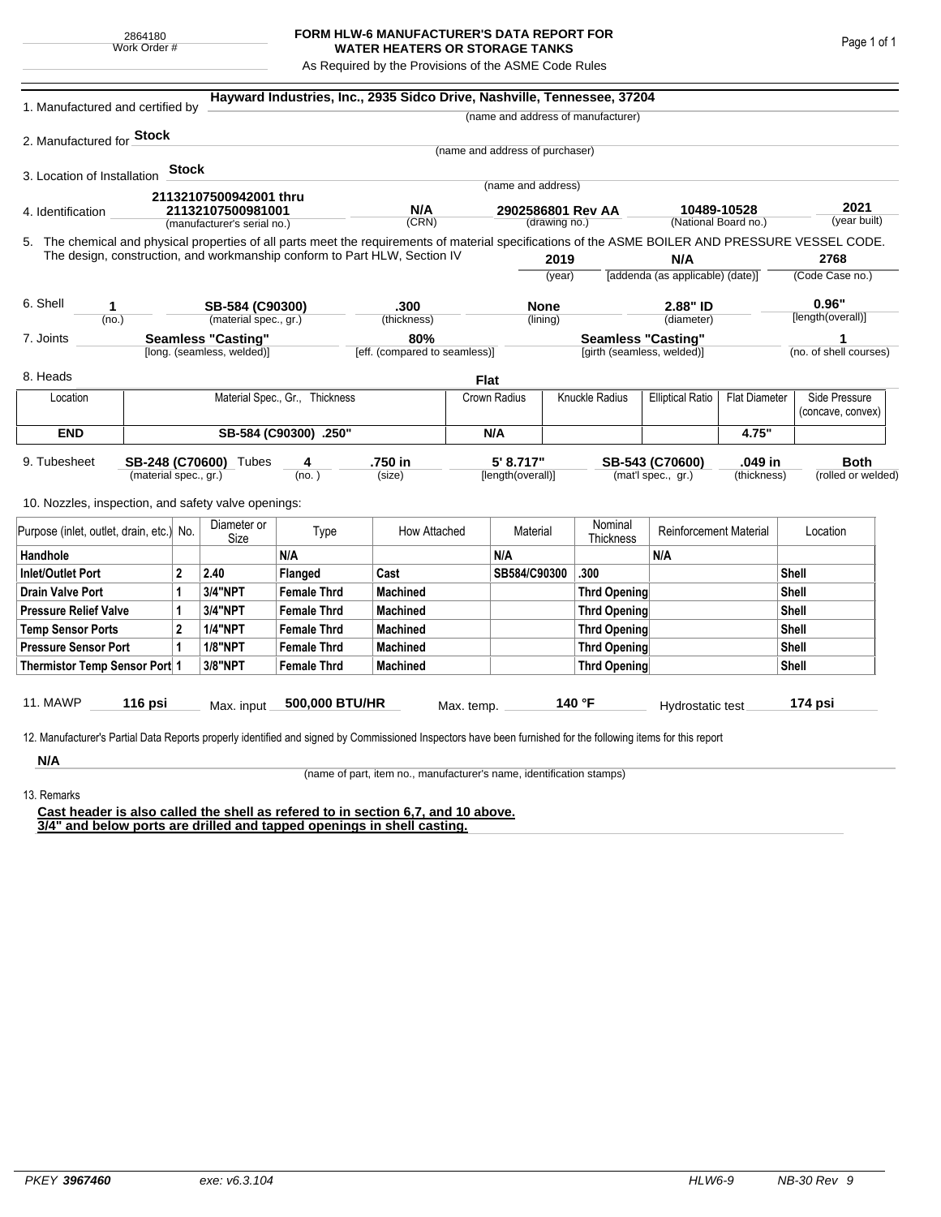2864180
Work Order #

# FORM HLW-6 MANUFACTURER'S DATA REPORT FOR WATER HEATERS OR STORAGE TANKS

As Required by the Provisions of the ASME Code Rules

1. Manufactured and certified by **Hayward Industries, Inc., 2935 Sidco Drive, Nashville, Tennessee, 37204**
(name and address of manufacturer)

2. Manufactured for **Stock**
(name and address of purchaser)

3. Location of Installation **Stock**
(name and address)

4. Identification **21132107500942001 thru 21132107500981001** (manufacturer's serial no.) — **N/A** (CRN) — **2902586801 Rev AA** (drawing no.) — **10489-10528** (National Board no.) — **2021** (year built)

5. The chemical and physical properties of all parts meet the requirements of material specifications of the ASME BOILER AND PRESSURE VESSEL CODE. The design, construction, and workmanship conform to Part HLW, Section IV **2019** (year) **N/A** [addenda (as applicable) (date)] **2768** (Code Case no.)

6. Shell **1** (no.) — **SB-584 (C90300)** (material spec., gr.) — **.300** (thickness) — **None** (lining) — **2.88" ID** (diameter) — **0.96"** [length(overall)]

7. Joints **Seamless "Casting"** [long. (seamless, welded)] — **80%** [eff. (compared to seamless)] — **Seamless "Casting"** [girth (seamless, welded)] — **1** (no. of shell courses)

8. Heads **Flat**

| Location | Material Spec., Gr., Thickness | Crown Radius | Knuckle Radius | Elliptical Ratio | Flat Diameter | Side Pressure (concave, convex) |
|---|---|---|---|---|---|---|
| **END** | **SB-584 (C90300) .250"** | **N/A** | | | **4.75"** | |

9. Tubesheet **SB-248 (C70600)** (material spec., gr.) Tubes **4** (no.) — **.750 in** (size) — **5' 8.717"** [length(overall)] — **SB-543 (C70600)** (mat'l spec., gr.) — **.049 in** (thickness) — **Both** (rolled or welded)

10. Nozzles, inspection, and safety valve openings:

| Purpose (inlet, outlet, drain, etc.) | No. | Diameter or Size | Type | How Attached | Material | Nominal Thickness | Reinforcement Material | Location |
|---|---|---|---|---|---|---|---|---|
| **Handhole** | | | **N/A** | | **N/A** | | **N/A** | |
| **Inlet/Outlet Port** | **2** | **2.40** | **Flanged** | **Cast** | **SB584/C90300** | **.300** | | **Shell** |
| **Drain Valve Port** | **1** | **3/4"NPT** | **Female Thrd** | **Machined** | | **Thrd Opening** | | **Shell** |
| **Pressure Relief Valve** | **1** | **3/4"NPT** | **Female Thrd** | **Machined** | | **Thrd Opening** | | **Shell** |
| **Temp Sensor Ports** | **2** | **1/4"NPT** | **Female Thrd** | **Machined** | | **Thrd Opening** | | **Shell** |
| **Pressure Sensor Port** | **1** | **1/8"NPT** | **Female Thrd** | **Machined** | | **Thrd Opening** | | **Shell** |
| **Thermistor Temp Sensor Port** | **1** | **3/8"NPT** | **Female Thrd** | **Machined** | | **Thrd Opening** | | **Shell** |

11. MAWP **116 psi** Max. input **500,000 BTU/HR** Max. temp. **140 °F** Hydrostatic test **174 psi**

12. Manufacturer's Partial Data Reports properly identified and signed by Commissioned Inspectors have been furnished for the following items for this report

**N/A**
(name of part, item no., manufacturer's name, identification stamps)

13. Remarks

**Cast header is also called the shell as refered to in section 6,7, and 10 above.**
**3/4" and below ports are drilled and tapped openings in shell casting.**

PKEY **3967460** exe: v6.3.104 HLW6-9 NB-30 Rev 9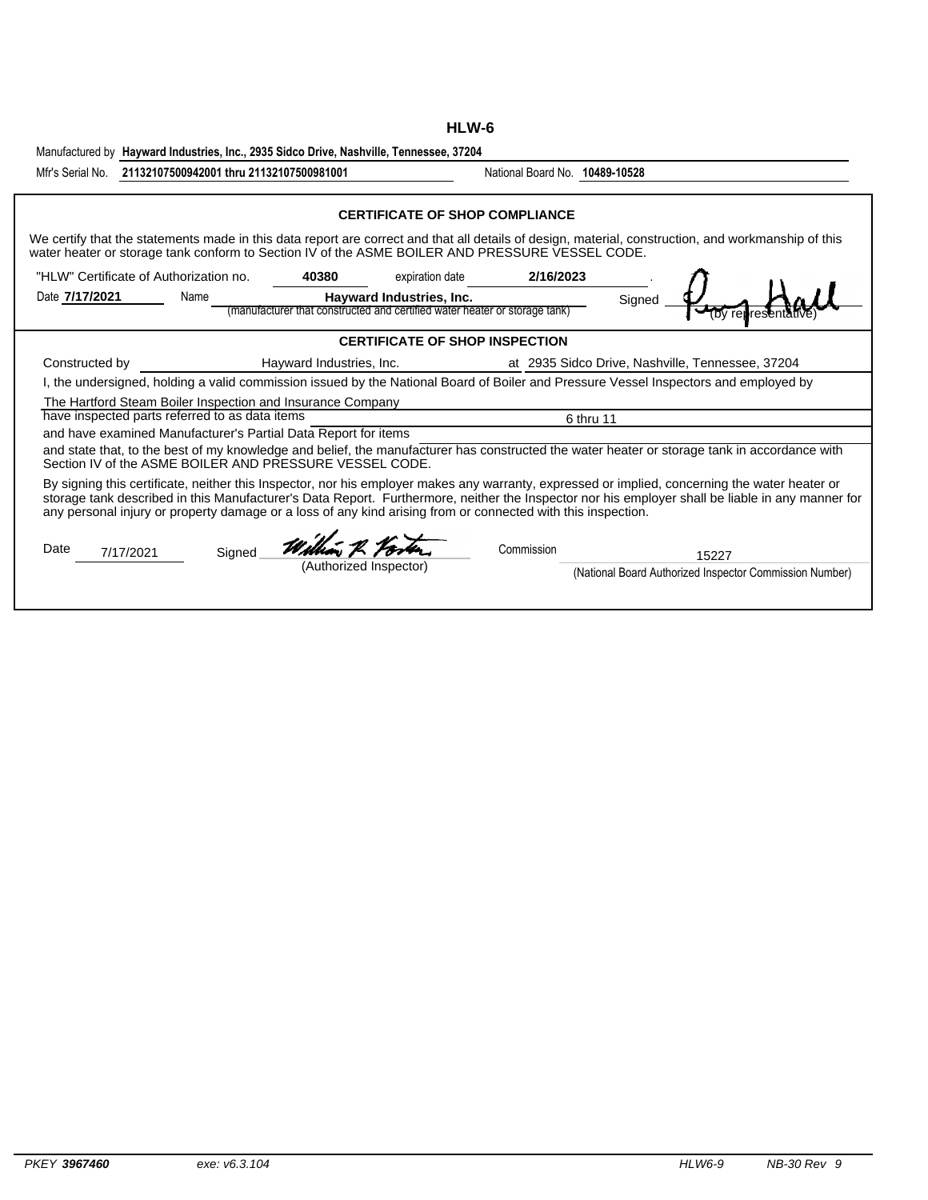# HLW-6

Manufactured by **Hayward Industries, Inc., 2935 Sidco Drive, Nashville, Tennessee, 37204**

Mfr's Serial No. **21132107500942001 thru 21132107500981001** National Board No. **10489-10528**

## CERTIFICATE OF SHOP COMPLIANCE

We certify that the statements made in this data report are correct and that all details of design, material, construction, and workmanship of this water heater or storage tank conform to Section IV of the ASME BOILER AND PRESSURE VESSEL CODE.

"HLW" Certificate of Authorization no. **40380** expiration date **2/16/2023**.

Date **7/17/2021** Name **Hayward Industries, Inc.** (manufacturer that constructed and certified water heater or storage tank) Signed (by representative)

## CERTIFICATE OF SHOP INSPECTION

Constructed by Hayward Industries, Inc. at 2935 Sidco Drive, Nashville, Tennessee, 37204

I, the undersigned, holding a valid commission issued by the National Board of Boiler and Pressure Vessel Inspectors and employed by

The Hartford Steam Boiler Inspection and Insurance Company

have inspected parts referred to as data items 6 thru 11

and have examined Manufacturer's Partial Data Report for items

and state that, to the best of my knowledge and belief, the manufacturer has constructed the water heater or storage tank in accordance with Section IV of the ASME BOILER AND PRESSURE VESSEL CODE.

By signing this certificate, neither this Inspector, nor his employer makes any warranty, expressed or implied, concerning the water heater or storage tank described in this Manufacturer's Data Report. Furthermore, neither the Inspector nor his employer shall be liable in any manner for any personal injury or property damage or a loss of any kind arising from or connected with this inspection.

Date 7/17/2021 Signed (Authorized Inspector) Commission 15227 (National Board Authorized Inspector Commission Number)

PKEY 3967460 exe: v6.3.104 HLW6-9 NB-30 Rev 9